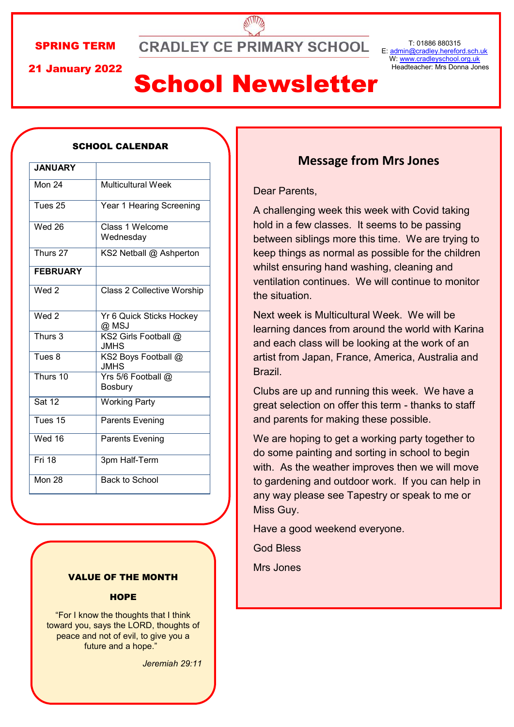SPRING TERM

21 January 2022

CRADLEY CE PRIMARY SCHOOL

T: 01886 880315
E: admin@cradley.hereford.sch.uk
W: www.cradleyschool.org.uk
Headteacher: Mrs Donna Jones

# School Newsletter

## SCHOOL CALENDAR

| JANUARY | |
|---|---|
| Mon 24 | Multicultural Week |
| Tues 25 | Year 1 Hearing Screening |
| Wed 26 | Class 1 Welcome Wednesday |
| Thurs 27 | KS2 Netball @ Ashperton |
| **FEBRUARY** | |
| Wed 2 | Class 2 Collective Worship |
| Wed 2 | Yr 6 Quick Sticks Hockey @ MSJ |
| Thurs 3 | KS2 Girls Football @ JMHS |
| Tues 8 | KS2 Boys Football @ JMHS |
| Thurs 10 | Yrs 5/6 Football @ Bosbury |
| Sat 12 | Working Party |
| Tues 15 | Parents Evening |
| Wed 16 | Parents Evening |
| Fri 18 | 3pm Half-Term |
| Mon 28 | Back to School |

## VALUE OF THE MONTH

### HOPE

"For I know the thoughts that I think toward you, says the LORD, thoughts of peace and not of evil, to give you a future and a hope."

*Jeremiah 29:11*

## Message from Mrs Jones

Dear Parents,

A challenging week this week with Covid taking hold in a few classes. It seems to be passing between siblings more this time. We are trying to keep things as normal as possible for the children whilst ensuring hand washing, cleaning and ventilation continues. We will continue to monitor the situation.

Next week is Multicultural Week. We will be learning dances from around the world with Karina and each class will be looking at the work of an artist from Japan, France, America, Australia and Brazil.

Clubs are up and running this week. We have a great selection on offer this term - thanks to staff and parents for making these possible.

We are hoping to get a working party together to do some painting and sorting in school to begin with. As the weather improves then we will move to gardening and outdoor work. If you can help in any way please see Tapestry or speak to me or Miss Guy.

Have a good weekend everyone.

God Bless

Mrs Jones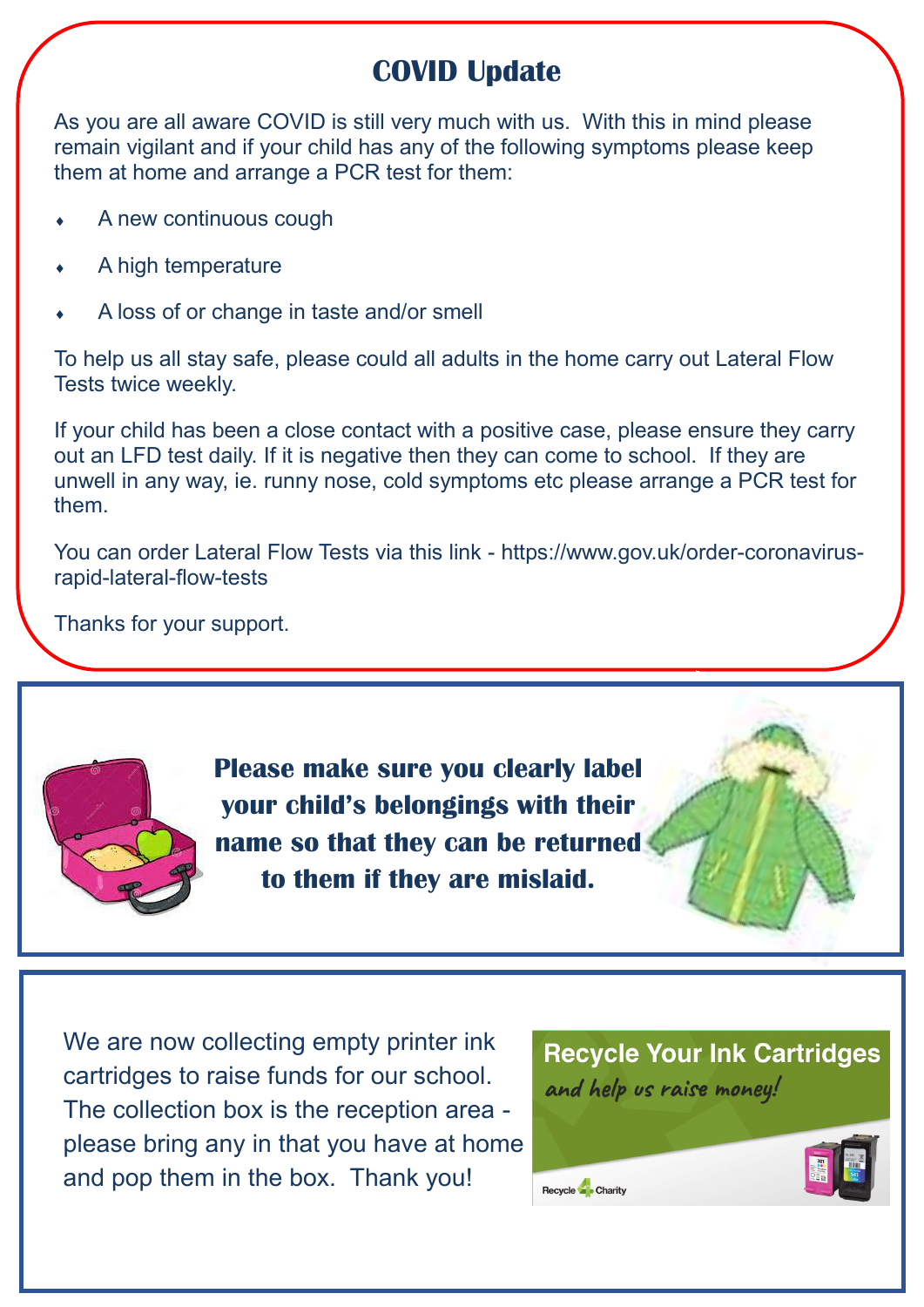## COVID Update

As you are all aware COVID is still very much with us. With this in mind please remain vigilant and if your child has any of the following symptoms please keep them at home and arrange a PCR test for them:

- A new continuous cough
- A high temperature
- A loss of or change in taste and/or smell

To help us all stay safe, please could all adults in the home carry out Lateral Flow Tests twice weekly.

If your child has been a close contact with a positive case, please ensure they carry out an LFD test daily. If it is negative then they can come to school. If they are unwell in any way, ie. runny nose, cold symptoms etc please arrange a PCR test for them.

You can order Lateral Flow Tests via this link - https://www.gov.uk/order-coronavirus-rapid-lateral-flow-tests

Thanks for your support.

**Please make sure you clearly label your child's belongings with their name so that they can be returned to them if they are mislaid.**

We are now collecting empty printer ink cartridges to raise funds for our school. The collection box is the reception area - please bring any in that you have at home and pop them in the box. Thank you!

**Recycle Your Ink Cartridges**

*and help us raise money!*

Recycle 4 Charity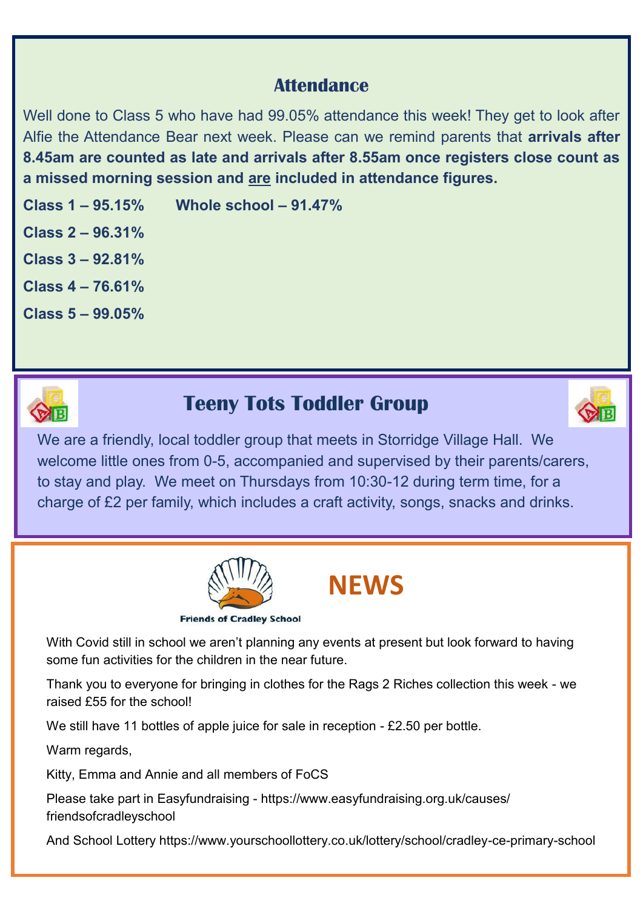## Attendance

Well done to Class 5 who have had 99.05% attendance this week! They get to look after Alfie the Attendance Bear next week. Please can we remind parents that **arrivals after 8.45am are counted as late and arrivals after 8.55am once registers close count as a missed morning session and are included in attendance figures.**

**Class 1 – 95.15%**

**Class 2 – 96.31%**

**Class 3 – 92.81%**

**Class 4 – 76.61%**

**Class 5 – 99.05%**

**Whole school – 91.47%**

## Teeny Tots Toddler Group

We are a friendly, local toddler group that meets in Storridge Village Hall. We welcome little ones from 0-5, accompanied and supervised by their parents/carers, to stay and play. We meet on Thursdays from 10:30-12 during term time, for a charge of £2 per family, which includes a craft activity, songs, snacks and drinks.

## NEWS

Friends of Cradley School

With Covid still in school we aren't planning any events at present but look forward to having some fun activities for the children in the near future.

Thank you to everyone for bringing in clothes for the Rags 2 Riches collection this week - we raised £55 for the school!

We still have 11 bottles of apple juice for sale in reception - £2.50 per bottle.

Warm regards,

Kitty, Emma and Annie and all members of FoCS

Please take part in Easyfundraising - https://www.easyfundraising.org.uk/causes/friendsofcradleyschool

And School Lottery https://www.yourschoollottery.co.uk/lottery/school/cradley-ce-primary-school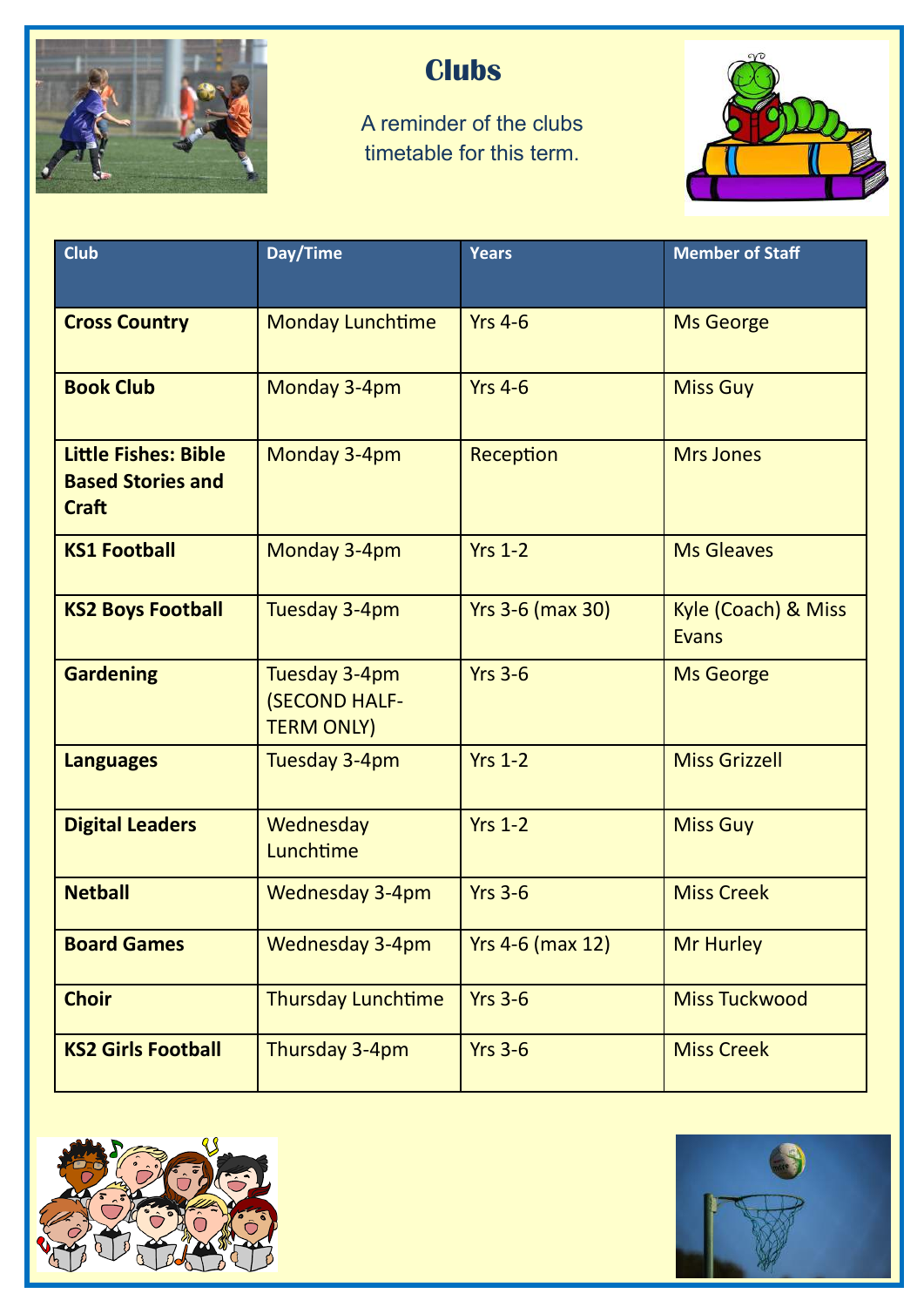# Clubs

A reminder of the clubs timetable for this term.

| Club | Day/Time | Years | Member of Staff |
|---|---|---|---|
| **Cross Country** | Monday Lunchtime | Yrs 4-6 | Ms George |
| **Book Club** | Monday 3-4pm | Yrs 4-6 | Miss Guy |
| **Little Fishes: Bible Based Stories and Craft** | Monday 3-4pm | Reception | Mrs Jones |
| **KS1 Football** | Monday 3-4pm | Yrs 1-2 | Ms Gleaves |
| **KS2 Boys Football** | Tuesday 3-4pm | Yrs 3-6 (max 30) | Kyle (Coach) & Miss Evans |
| **Gardening** | Tuesday 3-4pm (SECOND HALF-TERM ONLY) | Yrs 3-6 | Ms George |
| **Languages** | Tuesday 3-4pm | Yrs 1-2 | Miss Grizzell |
| **Digital Leaders** | Wednesday Lunchtime | Yrs 1-2 | Miss Guy |
| **Netball** | Wednesday 3-4pm | Yrs 3-6 | Miss Creek |
| **Board Games** | Wednesday 3-4pm | Yrs 4-6 (max 12) | Mr Hurley |
| **Choir** | Thursday Lunchtime | Yrs 3-6 | Miss Tuckwood |
| **KS2 Girls Football** | Thursday 3-4pm | Yrs 3-6 | Miss Creek |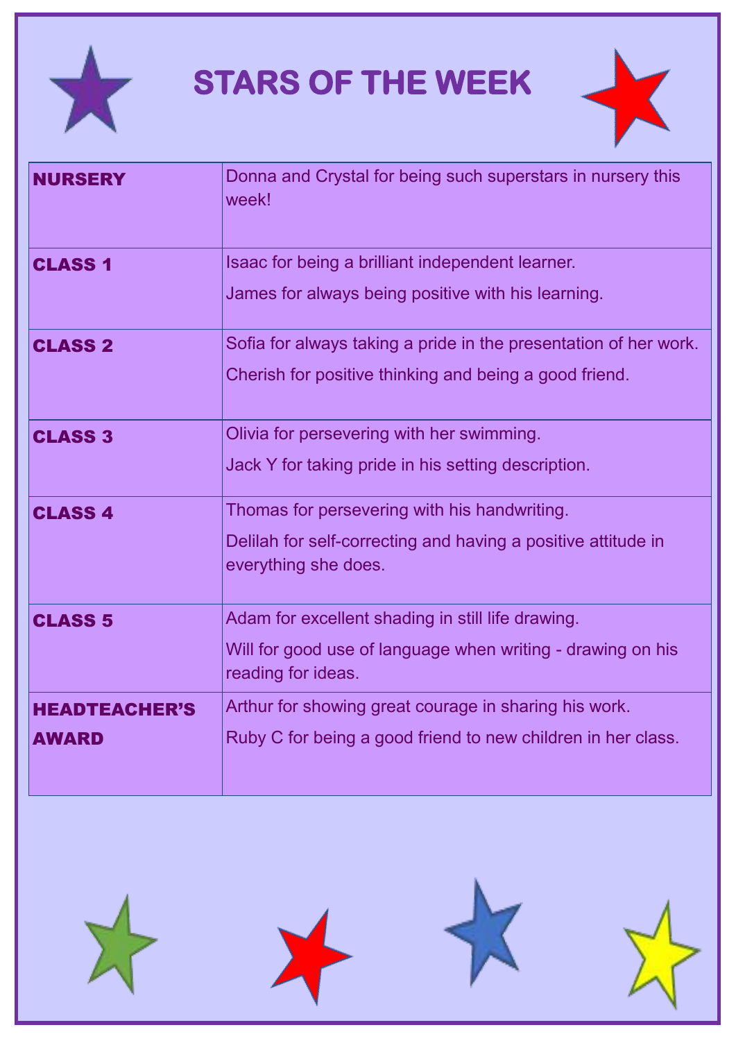# STARS OF THE WEEK

| | |
|---|---|
| **NURSERY** | Donna and Crystal for being such superstars in nursery this week! |
| **CLASS 1** | Isaac for being a brilliant independent learner. James for always being positive with his learning. |
| **CLASS 2** | Sofia for always taking a pride in the presentation of her work. Cherish for positive thinking and being a good friend. |
| **CLASS 3** | Olivia for persevering with her swimming. Jack Y for taking pride in his setting description. |
| **CLASS 4** | Thomas for persevering with his handwriting. Delilah for self-correcting and having a positive attitude in everything she does. |
| **CLASS 5** | Adam for excellent shading in still life drawing. Will for good use of language when writing - drawing on his reading for ideas. |
| **HEADTEACHER'S AWARD** | Arthur for showing great courage in sharing his work. Ruby C for being a good friend to new children in her class. |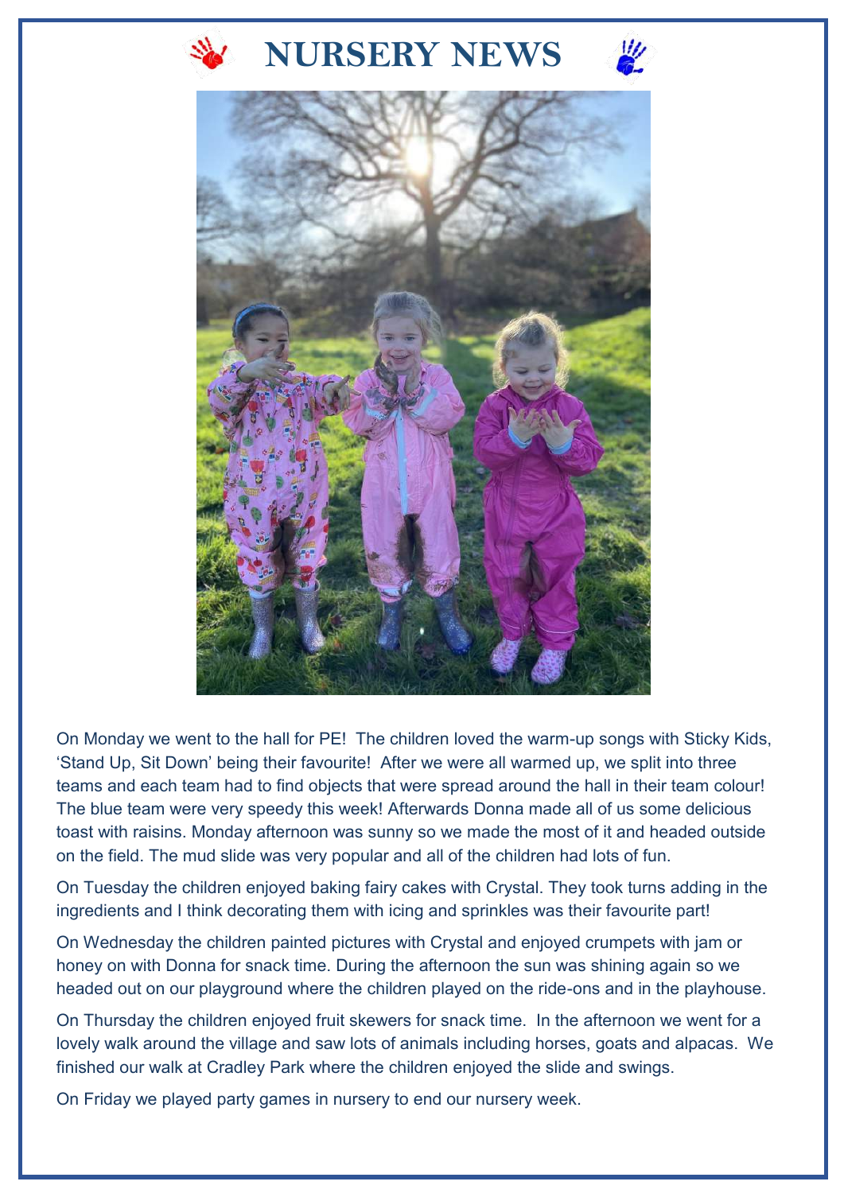# NURSERY NEWS

On Monday we went to the hall for PE! The children loved the warm-up songs with Sticky Kids, ‘Stand Up, Sit Down’ being their favourite! After we were all warmed up, we split into three teams and each team had to find objects that were spread around the hall in their team colour! The blue team were very speedy this week! Afterwards Donna made all of us some delicious toast with raisins. Monday afternoon was sunny so we made the most of it and headed outside on the field. The mud slide was very popular and all of the children had lots of fun.

On Tuesday the children enjoyed baking fairy cakes with Crystal. They took turns adding in the ingredients and I think decorating them with icing and sprinkles was their favourite part!

On Wednesday the children painted pictures with Crystal and enjoyed crumpets with jam or honey on with Donna for snack time. During the afternoon the sun was shining again so we headed out on our playground where the children played on the ride-ons and in the playhouse.

On Thursday the children enjoyed fruit skewers for snack time. In the afternoon we went for a lovely walk around the village and saw lots of animals including horses, goats and alpacas. We finished our walk at Cradley Park where the children enjoyed the slide and swings.

On Friday we played party games in nursery to end our nursery week.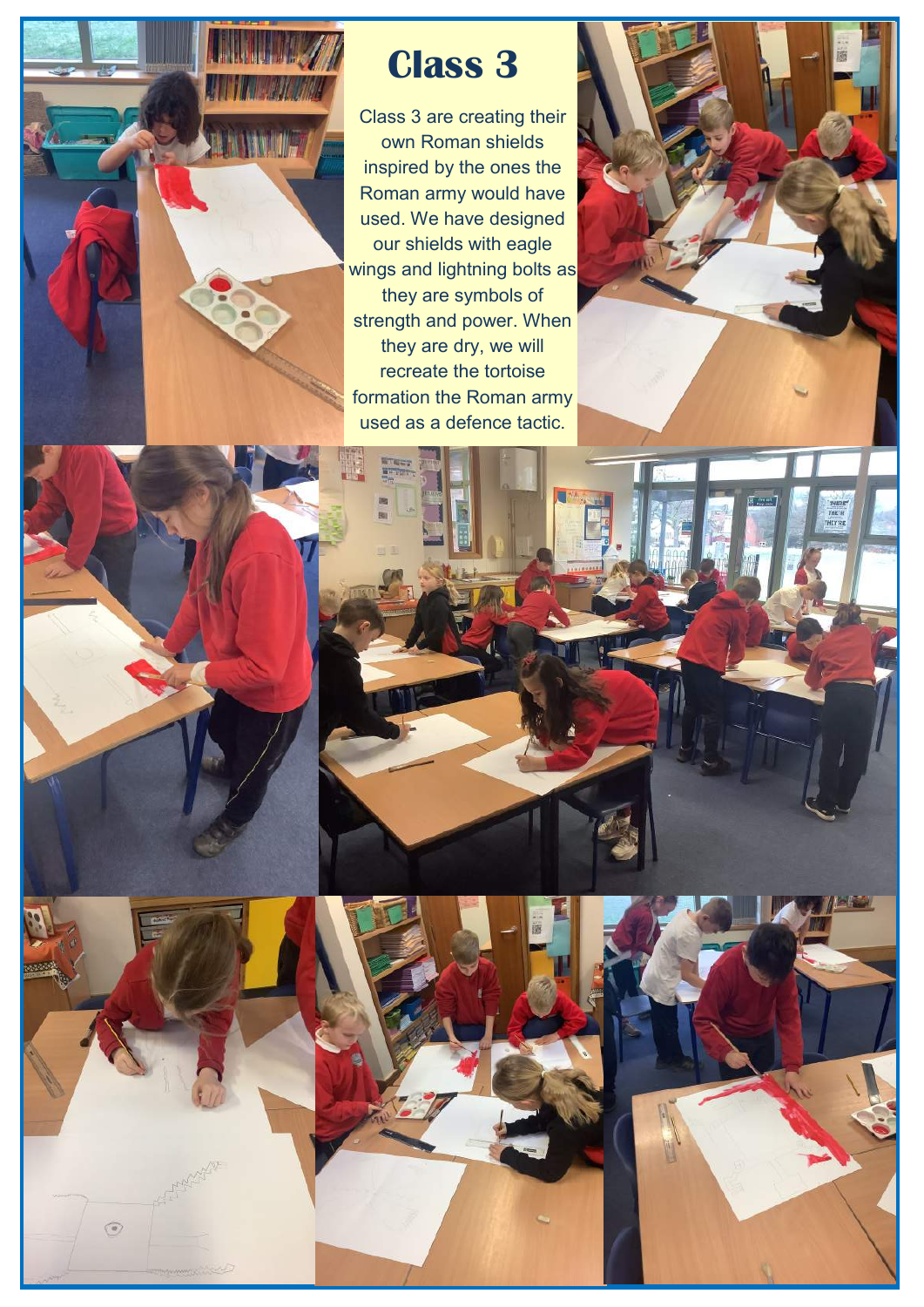# Class 3

Class 3 are creating their own Roman shields inspired by the ones the Roman army would have used. We have designed our shields with eagle wings and lightning bolts as they are symbols of strength and power. When they are dry, we will recreate the tortoise formation the Roman army used as a defence tactic.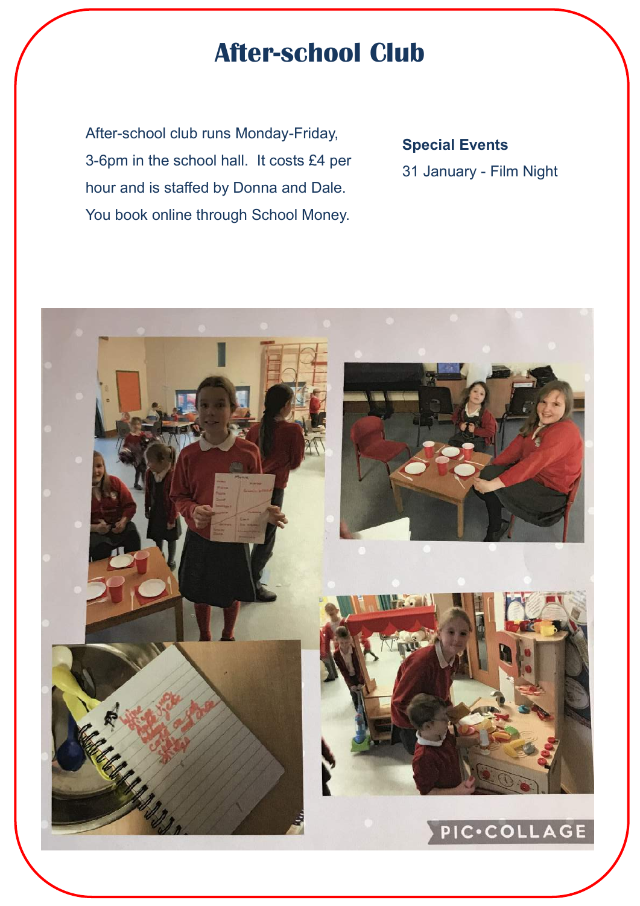# After-school Club

After-school club runs Monday-Friday, 3-6pm in the school hall. It costs £4 per hour and is staffed by Donna and Dale. You book online through School Money.

**Special Events**

31 January - Film Night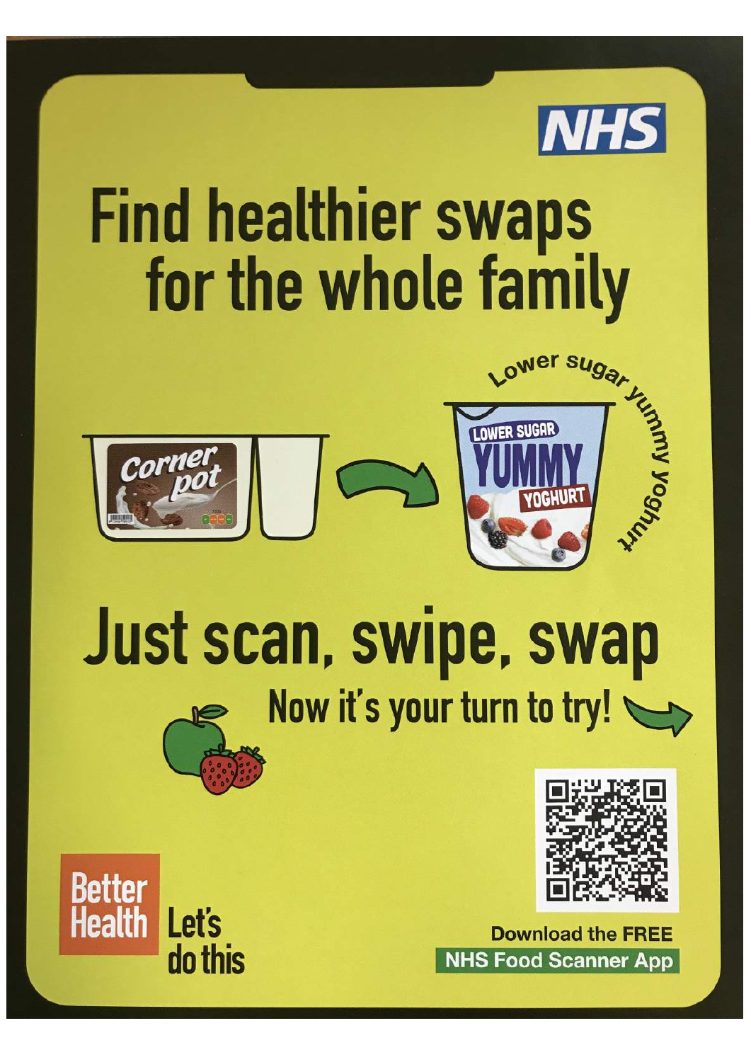NHS

# Find healthier swaps for the whole family

Corner pot

LOWER SUGAR YUMMY YOGHURT

Lower sugar yummy yoghurt

# Just scan, swipe, swap

Now it's your turn to try!

Better Health

Let's do this

Download the FREE

**NHS Food Scanner App**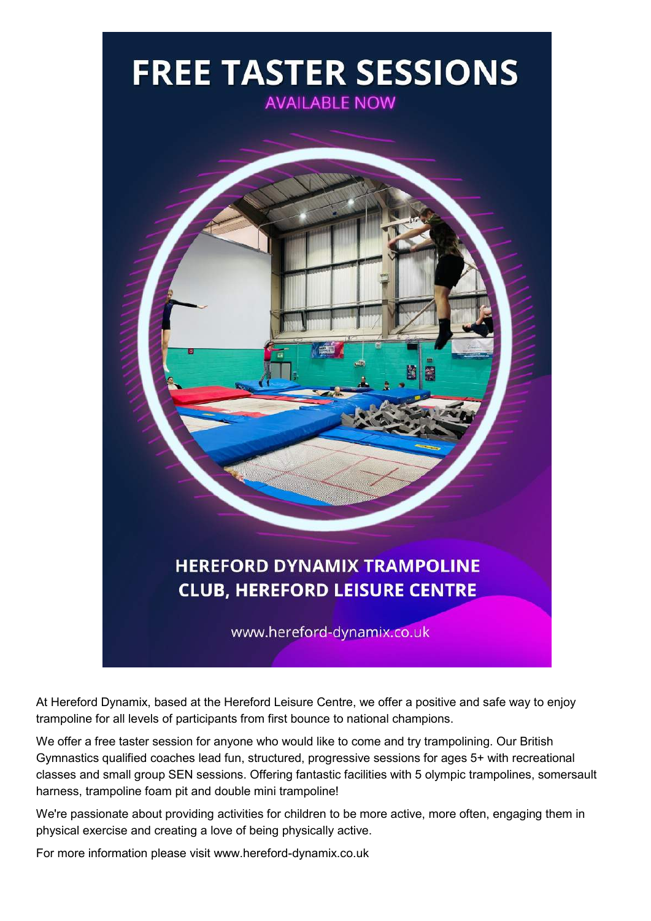# FREE TASTER SESSIONS

AVAILABLE NOW

## HEREFORD DYNAMIX TRAMPOLINE CLUB, HEREFORD LEISURE CENTRE

www.hereford-dynamix.co.uk

At Hereford Dynamix, based at the Hereford Leisure Centre, we offer a positive and safe way to enjoy trampoline for all levels of participants from first bounce to national champions.

We offer a free taster session for anyone who would like to come and try trampolining. Our British Gymnastics qualified coaches lead fun, structured, progressive sessions for ages 5+ with recreational classes and small group SEN sessions. Offering fantastic facilities with 5 olympic trampolines, somersault harness, trampoline foam pit and double mini trampoline!

We're passionate about providing activities for children to be more active, more often, engaging them in physical exercise and creating a love of being physically active.

For more information please visit www.hereford-dynamix.co.uk